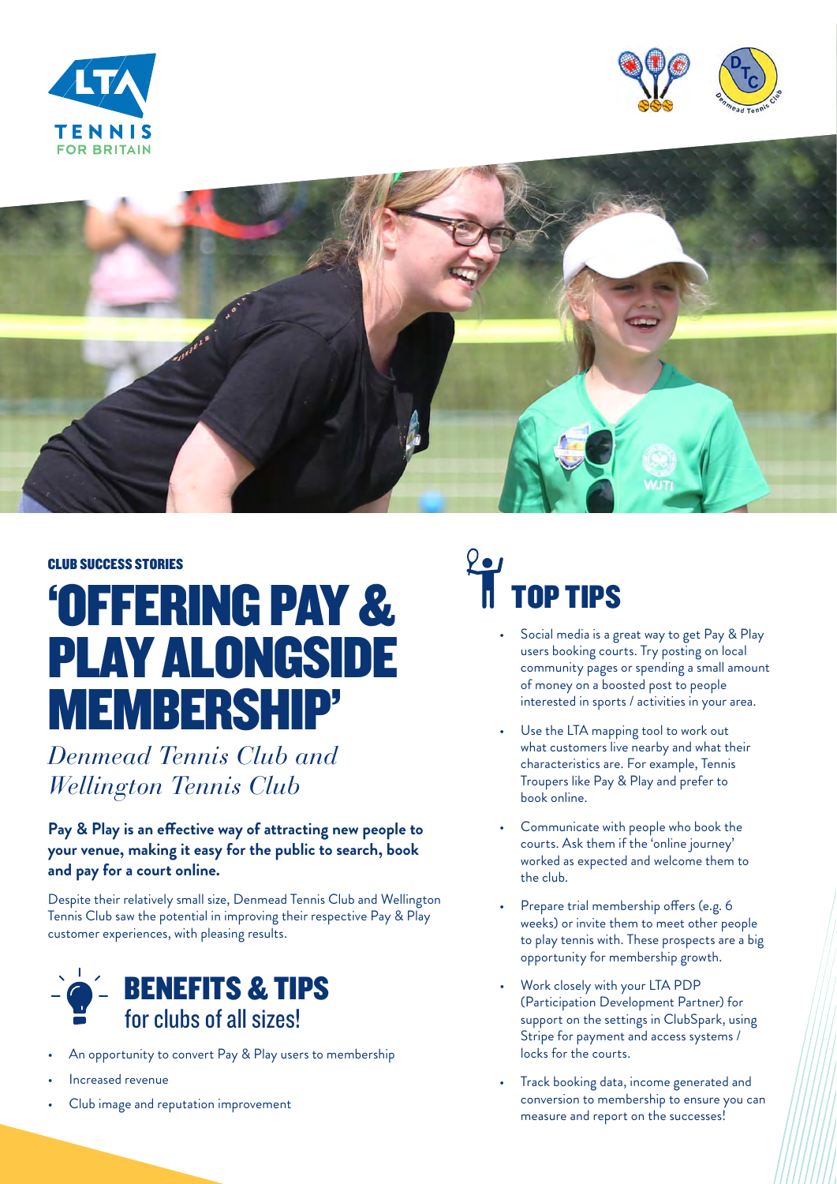CLUB SUCCESS STORIES

# 'OFFERING PAY & PLAY ALONGSIDE MEMBERSHIP'

*Denmead Tennis Club and Wellington Tennis Club*

**Pay & Play is an effective way of attracting new people to your venue, making it easy for the public to search, book and pay for a court online.**

Despite their relatively small size, Denmead Tennis Club and Wellington Tennis Club saw the potential in improving their respective Pay & Play customer experiences, with pleasing results.

## BENEFITS & TIPS for clubs of all sizes!

- An opportunity to convert Pay & Play users to membership
- Increased revenue
- Club image and reputation improvement

## TOP TIPS

- Social media is a great way to get Pay & Play users booking courts. Try posting on local community pages or spending a small amount of money on a boosted post to people interested in sports / activities in your area.
- Use the LTA mapping tool to work out what customers live nearby and what their characteristics are. For example, Tennis Troupers like Pay & Play and prefer to book online.
- Communicate with people who book the courts. Ask them if the 'online journey' worked as expected and welcome them to the club.
- Prepare trial membership offers (e.g. 6 weeks) or invite them to meet other people to play tennis with. These prospects are a big opportunity for membership growth.
- Work closely with your LTA PDP (Participation Development Partner) for support on the settings in ClubSpark, using Stripe for payment and access systems / locks for the courts.
- Track booking data, income generated and conversion to membership to ensure you can measure and report on the successes!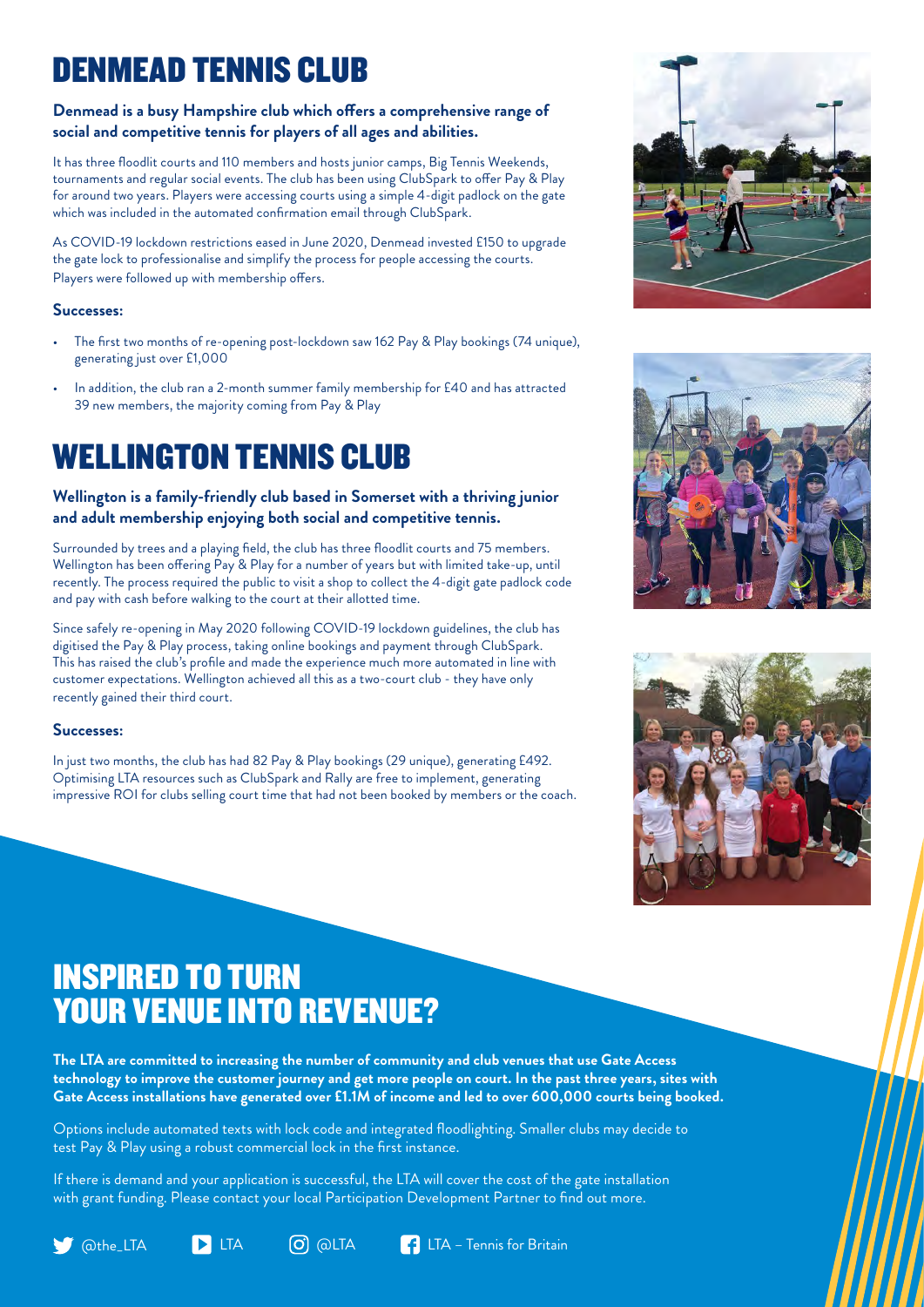# DENMEAD TENNIS CLUB

**Denmead is a busy Hampshire club which offers a comprehensive range of social and competitive tennis for players of all ages and abilities.**

It has three floodlit courts and 110 members and hosts junior camps, Big Tennis Weekends, tournaments and regular social events. The club has been using ClubSpark to offer Pay & Play for around two years. Players were accessing courts using a simple 4-digit padlock on the gate which was included in the automated confirmation email through ClubSpark.

As COVID-19 lockdown restrictions eased in June 2020, Denmead invested £150 to upgrade the gate lock to professionalise and simplify the process for people accessing the courts. Players were followed up with membership offers.

### Successes:

- The first two months of re-opening post-lockdown saw 162 Pay & Play bookings (74 unique), generating just over £1,000
- In addition, the club ran a 2-month summer family membership for £40 and has attracted 39 new members, the majority coming from Pay & Play

# WELLINGTON TENNIS CLUB

**Wellington is a family-friendly club based in Somerset with a thriving junior and adult membership enjoying both social and competitive tennis.**

Surrounded by trees and a playing field, the club has three floodlit courts and 75 members. Wellington has been offering Pay & Play for a number of years but with limited take-up, until recently. The process required the public to visit a shop to collect the 4-digit gate padlock code and pay with cash before walking to the court at their allotted time.

Since safely re-opening in May 2020 following COVID-19 lockdown guidelines, the club has digitised the Pay & Play process, taking online bookings and payment through ClubSpark. This has raised the club's profile and made the experience much more automated in line with customer expectations. Wellington achieved all this as a two-court club - they have only recently gained their third court.

### Successes:

In just two months, the club has had 82 Pay & Play bookings (29 unique), generating £492. Optimising LTA resources such as ClubSpark and Rally are free to implement, generating impressive ROI for clubs selling court time that had not been booked by members or the coach.

# INSPIRED TO TURN YOUR VENUE INTO REVENUE?

**The LTA are committed to increasing the number of community and club venues that use Gate Access technology to improve the customer journey and get more people on court. In the past three years, sites with Gate Access installations have generated over £1.1M of income and led to over 600,000 courts being booked.**

Options include automated texts with lock code and integrated floodlighting. Smaller clubs may decide to test Pay & Play using a robust commercial lock in the first instance.

If there is demand and your application is successful, the LTA will cover the cost of the gate installation with grant funding. Please contact your local Participation Development Partner to find out more.

@the_LTA LTA @LTA LTA – Tennis for Britain